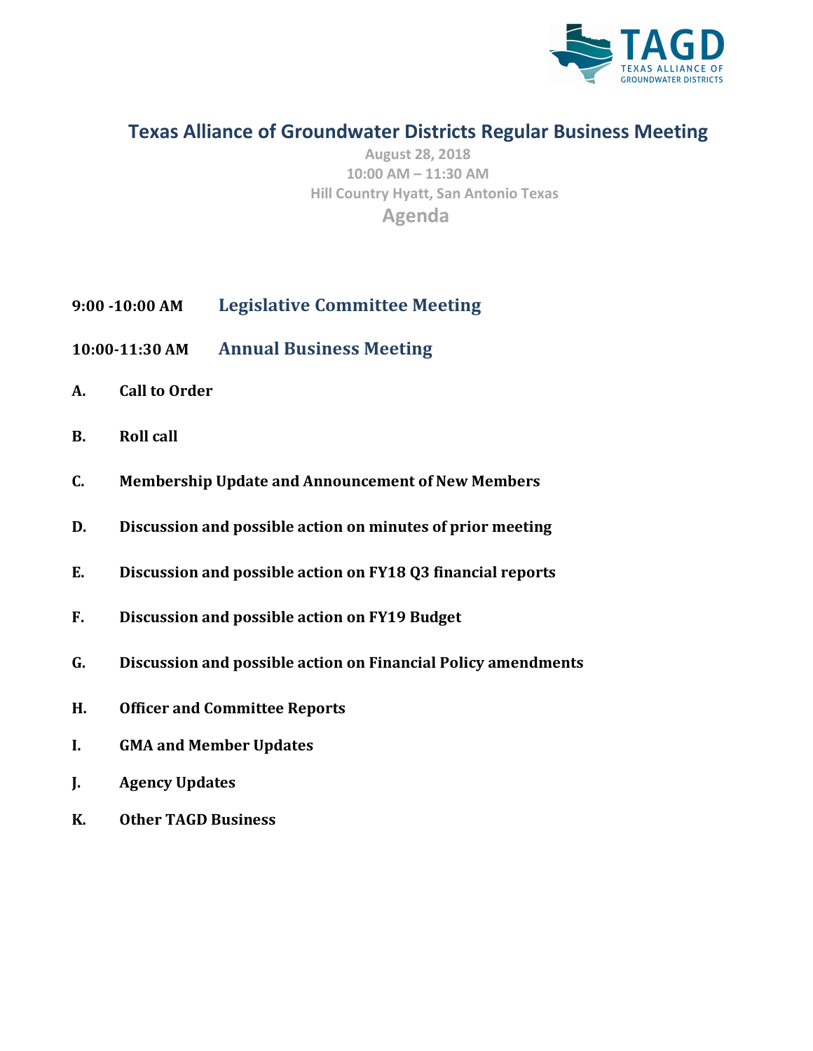TAGD
TEXAS ALLIANCE OF GROUNDWATER DISTRICTS

# Texas Alliance of Groundwater Districts Regular Business Meeting

August 28, 2018
10:00 AM – 11:30 AM
Hill Country Hyatt, San Antonio Texas

## Agenda

**9:00 -10:00 AM** **Legislative Committee Meeting**

**10:00-11:30 AM** **Annual Business Meeting**

**A.** **Call to Order**

**B.** **Roll call**

**C.** **Membership Update and Announcement of New Members**

**D.** **Discussion and possible action on minutes of prior meeting**

**E.** **Discussion and possible action on FY18 Q3 financial reports**

**F.** **Discussion and possible action on FY19 Budget**

**G.** **Discussion and possible action on Financial Policy amendments**

**H.** **Officer and Committee Reports**

**I.** **GMA and Member Updates**

**J.** **Agency Updates**

**K.** **Other TAGD Business**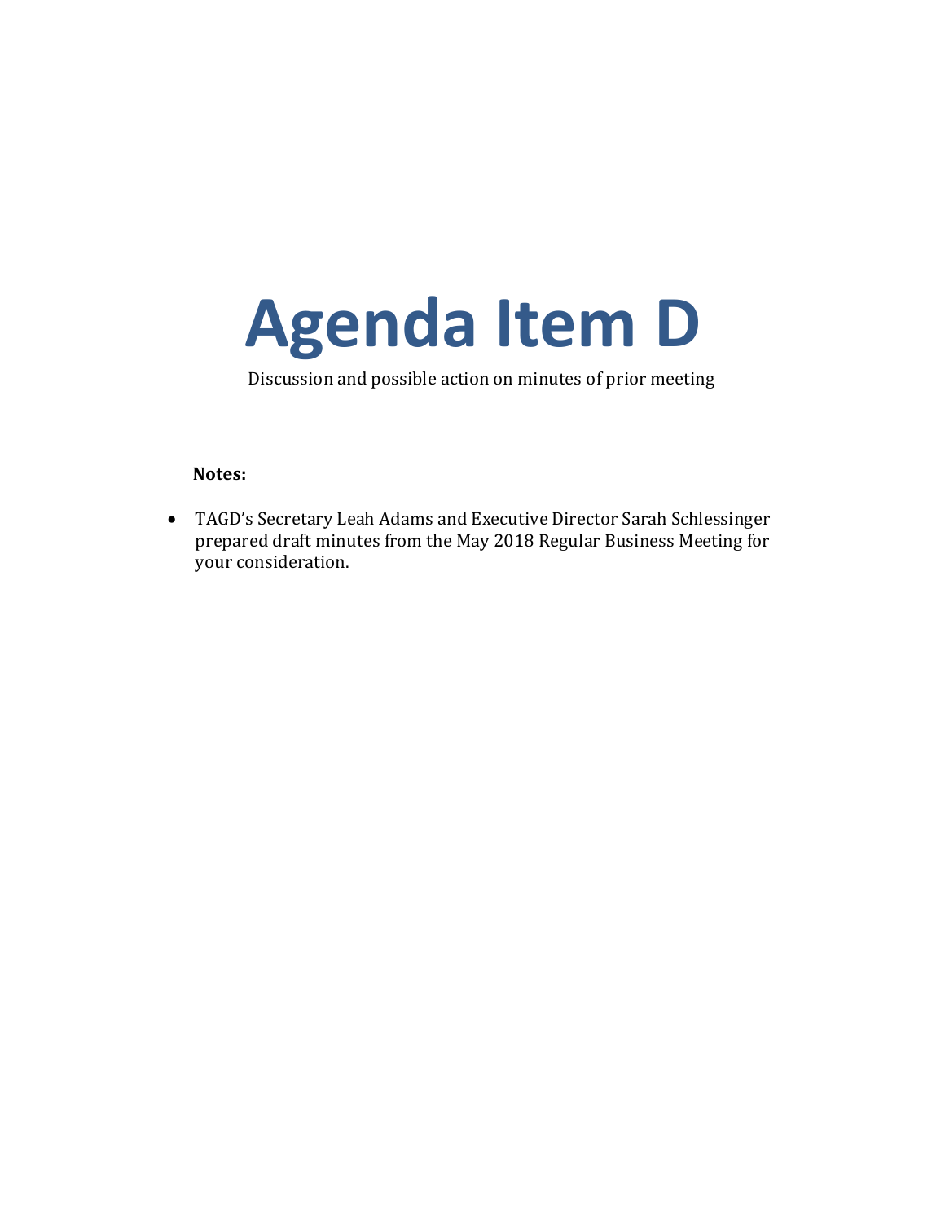# Agenda Item D

Discussion and possible action on minutes of prior meeting

**Notes:**

- TAGD's Secretary Leah Adams and Executive Director Sarah Schlessinger prepared draft minutes from the May 2018 Regular Business Meeting for your consideration.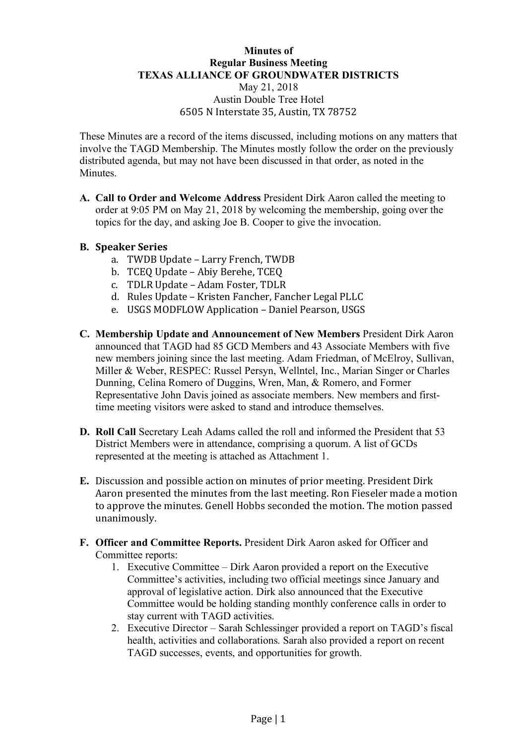**Minutes of**
**Regular Business Meeting**
**TEXAS ALLIANCE OF GROUNDWATER DISTRICTS**
May 21, 2018
Austin Double Tree Hotel
6505 N Interstate 35, Austin, TX 78752

These Minutes are a record of the items discussed, including motions on any matters that involve the TAGD Membership. The Minutes mostly follow the order on the previously distributed agenda, but may not have been discussed in that order, as noted in the Minutes.

**A. Call to Order and Welcome Address** President Dirk Aaron called the meeting to order at 9:05 PM on May 21, 2018 by welcoming the membership, going over the topics for the day, and asking Joe B. Cooper to give the invocation.

**B. Speaker Series**

a. TWDB Update – Larry French, TWDB
b. TCEQ Update – Abiy Berehe, TCEQ
c. TDLR Update – Adam Foster, TDLR
d. Rules Update – Kristen Fancher, Fancher Legal PLLC
e. USGS MODFLOW Application – Daniel Pearson, USGS

**C. Membership Update and Announcement of New Members** President Dirk Aaron announced that TAGD had 85 GCD Members and 43 Associate Members with five new members joining since the last meeting. Adam Friedman, of McElroy, Sullivan, Miller & Weber, RESPEC: Russel Persyn, Wellntel, Inc., Marian Singer or Charles Dunning, Celina Romero of Duggins, Wren, Man, & Romero, and Former Representative John Davis joined as associate members. New members and first-time meeting visitors were asked to stand and introduce themselves.

**D. Roll Call** Secretary Leah Adams called the roll and informed the President that 53 District Members were in attendance, comprising a quorum. A list of GCDs represented at the meeting is attached as Attachment 1.

**E.** Discussion and possible action on minutes of prior meeting. President Dirk Aaron presented the minutes from the last meeting. Ron Fieseler made a motion to approve the minutes. Genell Hobbs seconded the motion. The motion passed unanimously.

**F. Officer and Committee Reports.** President Dirk Aaron asked for Officer and Committee reports:

1. Executive Committee – Dirk Aaron provided a report on the Executive Committee's activities, including two official meetings since January and approval of legislative action. Dirk also announced that the Executive Committee would be holding standing monthly conference calls in order to stay current with TAGD activities.
2. Executive Director – Sarah Schlessinger provided a report on TAGD's fiscal health, activities and collaborations. Sarah also provided a report on recent TAGD successes, events, and opportunities for growth.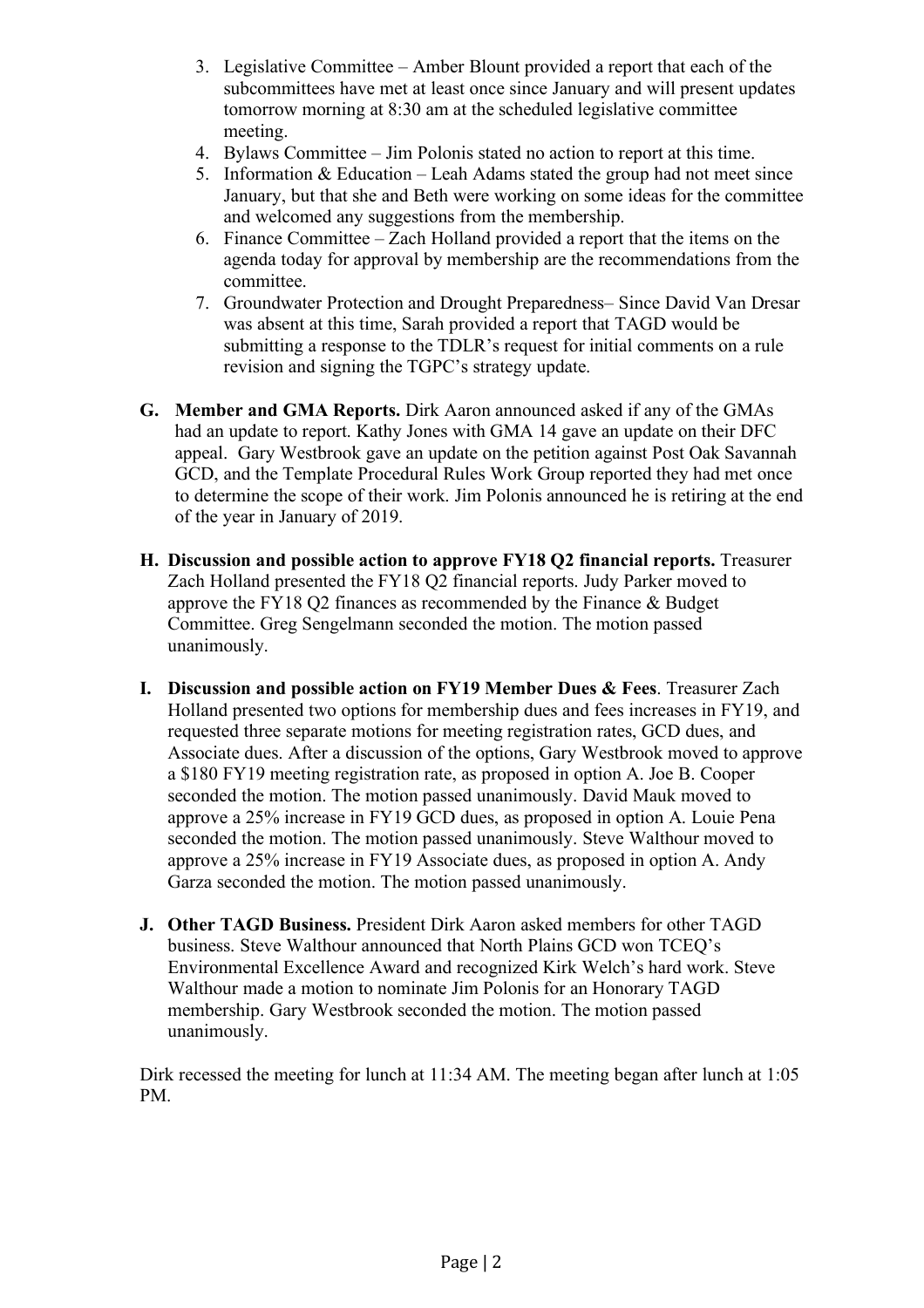3. Legislative Committee – Amber Blount provided a report that each of the subcommittees have met at least once since January and will present updates tomorrow morning at 8:30 am at the scheduled legislative committee meeting.
4. Bylaws Committee – Jim Polonis stated no action to report at this time.
5. Information & Education – Leah Adams stated the group had not meet since January, but that she and Beth were working on some ideas for the committee and welcomed any suggestions from the membership.
6. Finance Committee – Zach Holland provided a report that the items on the agenda today for approval by membership are the recommendations from the committee.
7. Groundwater Protection and Drought Preparedness– Since David Van Dresar was absent at this time, Sarah provided a report that TAGD would be submitting a response to the TDLR's request for initial comments on a rule revision and signing the TGPC's strategy update.

**G. Member and GMA Reports.** Dirk Aaron announced asked if any of the GMAs had an update to report. Kathy Jones with GMA 14 gave an update on their DFC appeal. Gary Westbrook gave an update on the petition against Post Oak Savannah GCD, and the Template Procedural Rules Work Group reported they had met once to determine the scope of their work. Jim Polonis announced he is retiring at the end of the year in January of 2019.

**H. Discussion and possible action to approve FY18 Q2 financial reports.** Treasurer Zach Holland presented the FY18 Q2 financial reports. Judy Parker moved to approve the FY18 Q2 finances as recommended by the Finance & Budget Committee. Greg Sengelmann seconded the motion. The motion passed unanimously.

**I. Discussion and possible action on FY19 Member Dues & Fees**. Treasurer Zach Holland presented two options for membership dues and fees increases in FY19, and requested three separate motions for meeting registration rates, GCD dues, and Associate dues. After a discussion of the options, Gary Westbrook moved to approve a $180 FY19 meeting registration rate, as proposed in option A. Joe B. Cooper seconded the motion. The motion passed unanimously. David Mauk moved to approve a 25% increase in FY19 GCD dues, as proposed in option A. Louie Pena seconded the motion. The motion passed unanimously. Steve Walthour moved to approve a 25% increase in FY19 Associate dues, as proposed in option A. Andy Garza seconded the motion. The motion passed unanimously.

**J. Other TAGD Business.** President Dirk Aaron asked members for other TAGD business. Steve Walthour announced that North Plains GCD won TCEQ's Environmental Excellence Award and recognized Kirk Welch's hard work. Steve Walthour made a motion to nominate Jim Polonis for an Honorary TAGD membership. Gary Westbrook seconded the motion. The motion passed unanimously.

Dirk recessed the meeting for lunch at 11:34 AM. The meeting began after lunch at 1:05 PM.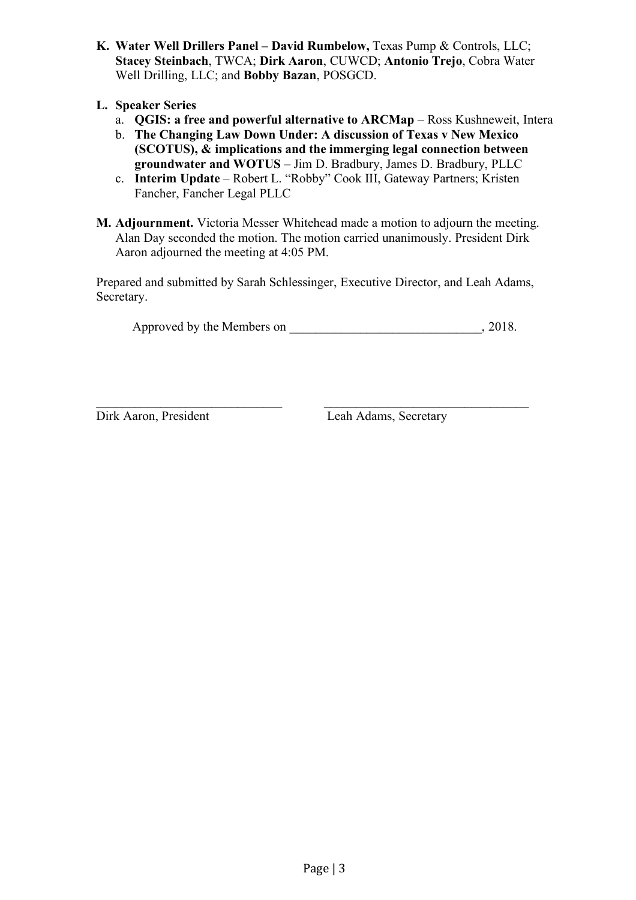**K. Water Well Drillers Panel – David Rumbelow,** Texas Pump & Controls, LLC; **Stacey Steinbach**, TWCA; **Dirk Aaron**, CUWCD; **Antonio Trejo**, Cobra Water Well Drilling, LLC; and **Bobby Bazan**, POSGCD.

**L. Speaker Series**

a. **QGIS: a free and powerful alternative to ARCMap** – Ross Kushneweit, Intera
b. **The Changing Law Down Under: A discussion of Texas v New Mexico (SCOTUS), & implications and the immerging legal connection between groundwater and WOTUS** – Jim D. Bradbury, James D. Bradbury, PLLC
c. **Interim Update** – Robert L. "Robby" Cook III, Gateway Partners; Kristen Fancher, Fancher Legal PLLC

**M. Adjournment.** Victoria Messer Whitehead made a motion to adjourn the meeting. Alan Day seconded the motion. The motion carried unanimously. President Dirk Aaron adjourned the meeting at 4:05 PM.

Prepared and submitted by Sarah Schlessinger, Executive Director, and Leah Adams, Secretary.

Approved by the Members on ______________________________, 2018.

\_\_\_\_\_\_\_\_\_\_\_\_\_\_\_\_\_\_\_\_\_\_\_\_\_\_\_\_\_\_ \_\_\_\_\_\_\_\_\_\_\_\_\_\_\_\_\_\_\_\_\_\_\_\_\_\_\_\_\_\_\_\_\_\_

Dirk Aaron, President Leah Adams, Secretary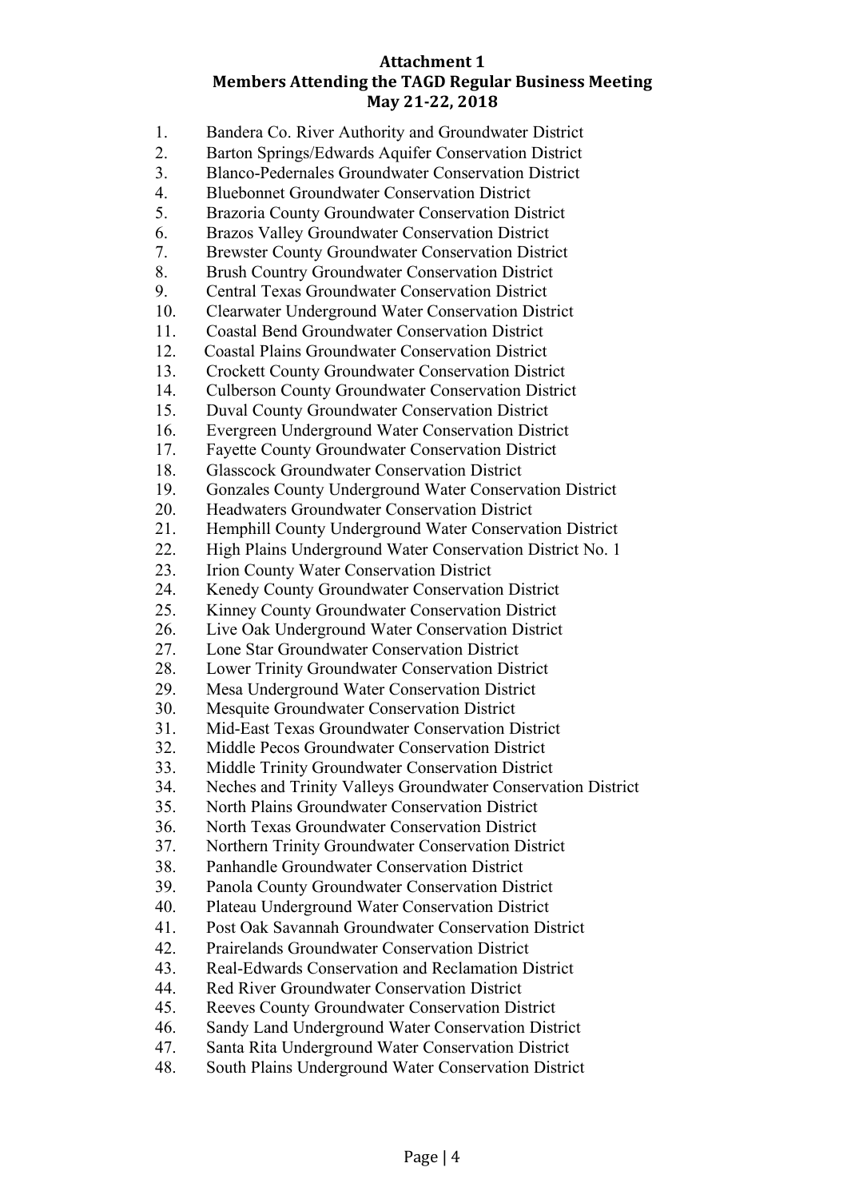**Attachment 1**
**Members Attending the TAGD Regular Business Meeting**
**May 21-22, 2018**

1. Bandera Co. River Authority and Groundwater District
2. Barton Springs/Edwards Aquifer Conservation District
3. Blanco-Pedernales Groundwater Conservation District
4. Bluebonnet Groundwater Conservation District
5. Brazoria County Groundwater Conservation District
6. Brazos Valley Groundwater Conservation District
7. Brewster County Groundwater Conservation District
8. Brush Country Groundwater Conservation District
9. Central Texas Groundwater Conservation District
10. Clearwater Underground Water Conservation District
11. Coastal Bend Groundwater Conservation District
12. Coastal Plains Groundwater Conservation District
13. Crockett County Groundwater Conservation District
14. Culberson County Groundwater Conservation District
15. Duval County Groundwater Conservation District
16. Evergreen Underground Water Conservation District
17. Fayette County Groundwater Conservation District
18. Glasscock Groundwater Conservation District
19. Gonzales County Underground Water Conservation District
20. Headwaters Groundwater Conservation District
21. Hemphill County Underground Water Conservation District
22. High Plains Underground Water Conservation District No. 1
23. Irion County Water Conservation District
24. Kenedy County Groundwater Conservation District
25. Kinney County Groundwater Conservation District
26. Live Oak Underground Water Conservation District
27. Lone Star Groundwater Conservation District
28. Lower Trinity Groundwater Conservation District
29. Mesa Underground Water Conservation District
30. Mesquite Groundwater Conservation District
31. Mid-East Texas Groundwater Conservation District
32. Middle Pecos Groundwater Conservation District
33. Middle Trinity Groundwater Conservation District
34. Neches and Trinity Valleys Groundwater Conservation District
35. North Plains Groundwater Conservation District
36. North Texas Groundwater Conservation District
37. Northern Trinity Groundwater Conservation District
38. Panhandle Groundwater Conservation District
39. Panola County Groundwater Conservation District
40. Plateau Underground Water Conservation District
41. Post Oak Savannah Groundwater Conservation District
42. Prairelands Groundwater Conservation District
43. Real-Edwards Conservation and Reclamation District
44. Red River Groundwater Conservation District
45. Reeves County Groundwater Conservation District
46. Sandy Land Underground Water Conservation District
47. Santa Rita Underground Water Conservation District
48. South Plains Underground Water Conservation District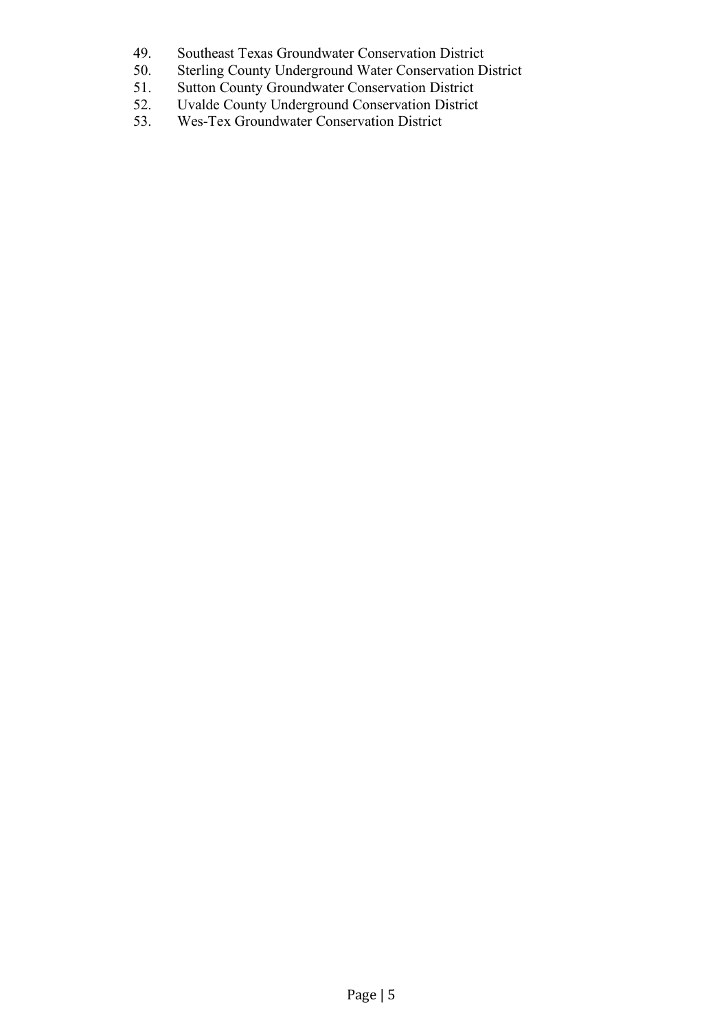49. Southeast Texas Groundwater Conservation District
50. Sterling County Underground Water Conservation District
51. Sutton County Groundwater Conservation District
52. Uvalde County Underground Conservation District
53. Wes-Tex Groundwater Conservation District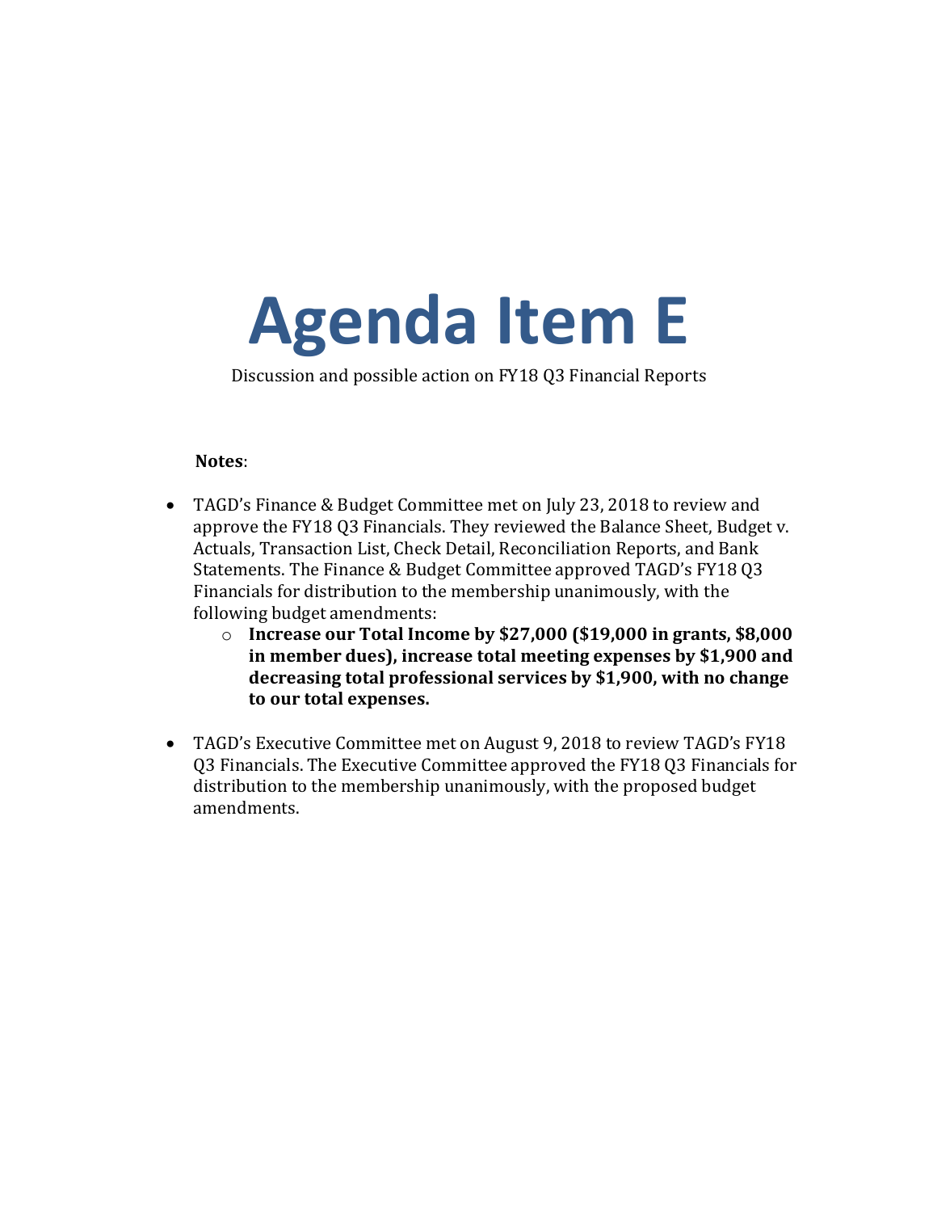# Agenda Item E

Discussion and possible action on FY18 Q3 Financial Reports

**Notes**:

- TAGD's Finance & Budget Committee met on July 23, 2018 to review and approve the FY18 Q3 Financials. They reviewed the Balance Sheet, Budget v. Actuals, Transaction List, Check Detail, Reconciliation Reports, and Bank Statements. The Finance & Budget Committee approved TAGD's FY18 Q3 Financials for distribution to the membership unanimously, with the following budget amendments:
    - **Increase our Total Income by $27,000 ($19,000 in grants, $8,000 in member dues), increase total meeting expenses by $1,900 and decreasing total professional services by $1,900, with no change to our total expenses.**
- TAGD's Executive Committee met on August 9, 2018 to review TAGD's FY18 Q3 Financials. The Executive Committee approved the FY18 Q3 Financials for distribution to the membership unanimously, with the proposed budget amendments.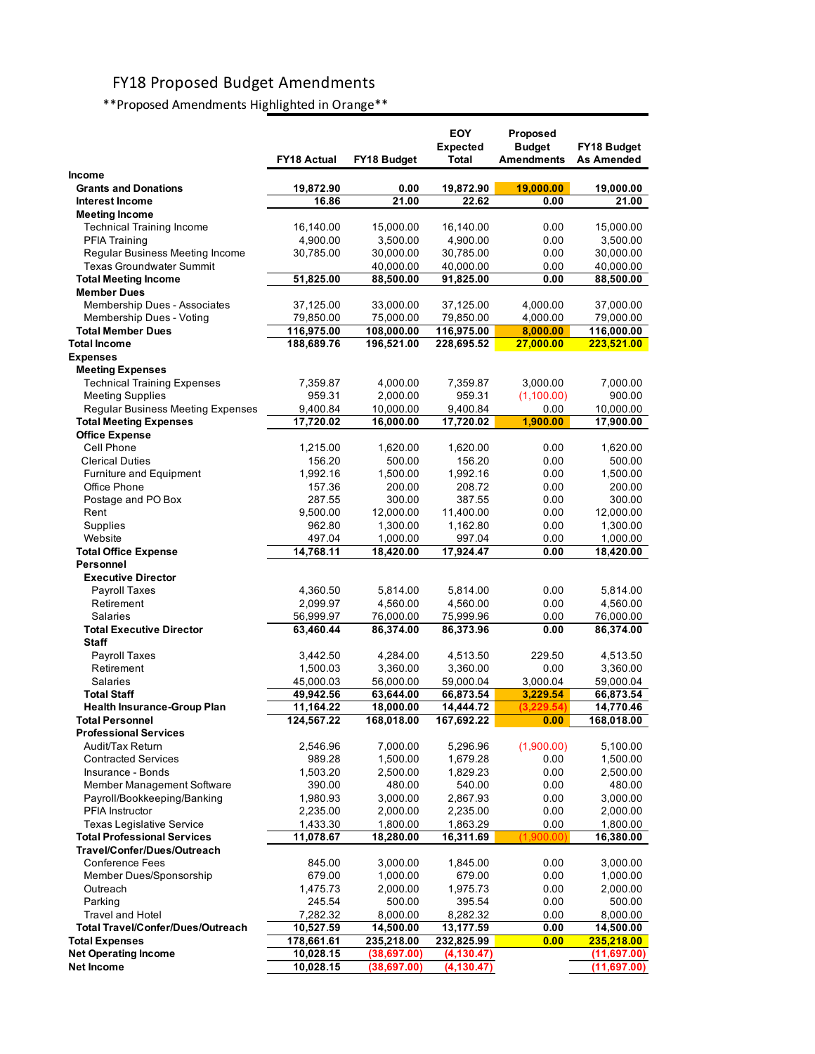# FY18 Proposed Budget Amendments

**Proposed Amendments Highlighted in Orange**

| | FY18 Actual | FY18 Budget | EOY Expected Total | Proposed Budget Amendments | FY18 Budget As Amended |
|---|---|---|---|---|---|
| **Income** | | | | | |
| **Grants and Donations** | **19,872.90** | **0.00** | **19,872.90** | **19,000.00** | **19,000.00** |
| **Interest Income** | **16.86** | **21.00** | **22.62** | **0.00** | **21.00** |
| **Meeting Income** | | | | | |
| Technical Training Income | 16,140.00 | 15,000.00 | 16,140.00 | 0.00 | 15,000.00 |
| PFIA Training | 4,900.00 | 3,500.00 | 4,900.00 | 0.00 | 3,500.00 |
| Regular Business Meeting Income | 30,785.00 | 30,000.00 | 30,785.00 | 0.00 | 30,000.00 |
| Texas Groundwater Summit | | 40,000.00 | 40,000.00 | 0.00 | 40,000.00 |
| **Total Meeting Income** | **51,825.00** | **88,500.00** | **91,825.00** | **0.00** | **88,500.00** |
| **Member Dues** | | | | | |
| Membership Dues - Associates | 37,125.00 | 33,000.00 | 37,125.00 | 4,000.00 | 37,000.00 |
| Membership Dues - Voting | 79,850.00 | 75,000.00 | 79,850.00 | 4,000.00 | 79,000.00 |
| **Total Member Dues** | **116,975.00** | **108,000.00** | **116,975.00** | **8,000.00** | **116,000.00** |
| **Total Income** | **188,689.76** | **196,521.00** | **228,695.52** | **27,000.00** | **223,521.00** |
| **Expenses** | | | | | |
| **Meeting Expenses** | | | | | |
| Technical Training Expenses | 7,359.87 | 4,000.00 | 7,359.87 | 3,000.00 | 7,000.00 |
| Meeting Supplies | 959.31 | 2,000.00 | 959.31 | (1,100.00) | 900.00 |
| Regular Business Meeting Expenses | 9,400.84 | 10,000.00 | 9,400.84 | 0.00 | 10,000.00 |
| **Total Meeting Expenses** | **17,720.02** | **16,000.00** | **17,720.02** | **1,900.00** | **17,900.00** |
| **Office Expense** | | | | | |
| Cell Phone | 1,215.00 | 1,620.00 | 1,620.00 | 0.00 | 1,620.00 |
| Clerical Duties | 156.20 | 500.00 | 156.20 | 0.00 | 500.00 |
| Furniture and Equipment | 1,992.16 | 1,500.00 | 1,992.16 | 0.00 | 1,500.00 |
| Office Phone | 157.36 | 200.00 | 208.72 | 0.00 | 200.00 |
| Postage and PO Box | 287.55 | 300.00 | 387.55 | 0.00 | 300.00 |
| Rent | 9,500.00 | 12,000.00 | 11,400.00 | 0.00 | 12,000.00 |
| Supplies | 962.80 | 1,300.00 | 1,162.80 | 0.00 | 1,300.00 |
| Website | 497.04 | 1,000.00 | 997.04 | 0.00 | 1,000.00 |
| **Total Office Expense** | **14,768.11** | **18,420.00** | **17,924.47** | **0.00** | **18,420.00** |
| **Personnel** | | | | | |
| **Executive Director** | | | | | |
| Payroll Taxes | 4,360.50 | 5,814.00 | 5,814.00 | 0.00 | 5,814.00 |
| Retirement | 2,099.97 | 4,560.00 | 4,560.00 | 0.00 | 4,560.00 |
| Salaries | 56,999.97 | 76,000.00 | 75,999.96 | 0.00 | 76,000.00 |
| **Total Executive Director** | **63,460.44** | **86,374.00** | **86,373.96** | **0.00** | **86,374.00** |
| **Staff** | | | | | |
| Payroll Taxes | 3,442.50 | 4,284.00 | 4,513.50 | 229.50 | 4,513.50 |
| Retirement | 1,500.03 | 3,360.00 | 3,360.00 | 0.00 | 3,360.00 |
| Salaries | 45,000.03 | 56,000.00 | 59,000.04 | 3,000.04 | 59,000.04 |
| **Total Staff** | **49,942.56** | **63,644.00** | **66,873.54** | **3,229.54** | **66,873.54** |
| **Health Insurance-Group Plan** | **11,164.22** | **18,000.00** | **14,444.72** | **(3,229.54)** | **14,770.46** |
| **Total Personnel** | **124,567.22** | **168,018.00** | **167,692.22** | **0.00** | **168,018.00** |
| **Professional Services** | | | | | |
| Audit/Tax Return | 2,546.96 | 7,000.00 | 5,296.96 | (1,900.00) | 5,100.00 |
| Contracted Services | 989.28 | 1,500.00 | 1,679.28 | 0.00 | 1,500.00 |
| Insurance - Bonds | 1,503.20 | 2,500.00 | 1,829.23 | 0.00 | 2,500.00 |
| Member Management Software | 390.00 | 480.00 | 540.00 | 0.00 | 480.00 |
| Payroll/Bookkeeping/Banking | 1,980.93 | 3,000.00 | 2,867.93 | 0.00 | 3,000.00 |
| PFIA Instructor | 2,235.00 | 2,000.00 | 2,235.00 | 0.00 | 2,000.00 |
| Texas Legislative Service | 1,433.30 | 1,800.00 | 1,863.29 | 0.00 | 1,800.00 |
| **Total Professional Services** | **11,078.67** | **18,280.00** | **16,311.69** | **(1,900.00)** | **16,380.00** |
| **Travel/Confer/Dues/Outreach** | | | | | |
| Conference Fees | 845.00 | 3,000.00 | 1,845.00 | 0.00 | 3,000.00 |
| Member Dues/Sponsorship | 679.00 | 1,000.00 | 679.00 | 0.00 | 1,000.00 |
| Outreach | 1,475.73 | 2,000.00 | 1,975.73 | 0.00 | 2,000.00 |
| Parking | 245.54 | 500.00 | 395.54 | 0.00 | 500.00 |
| Travel and Hotel | 7,282.32 | 8,000.00 | 8,282.32 | 0.00 | 8,000.00 |
| **Total Travel/Confer/Dues/Outreach** | **10,527.59** | **14,500.00** | **13,177.59** | **0.00** | **14,500.00** |
| **Total Expenses** | **178,661.61** | **235,218.00** | **232,825.99** | **0.00** | **235,218.00** |
| **Net Operating Income** | **10,028.15** | **(38,697.00)** | **(4,130.47)** | | **(11,697.00)** |
| **Net Income** | **10,028.15** | **(38,697.00)** | **(4,130.47)** | | **(11,697.00)** |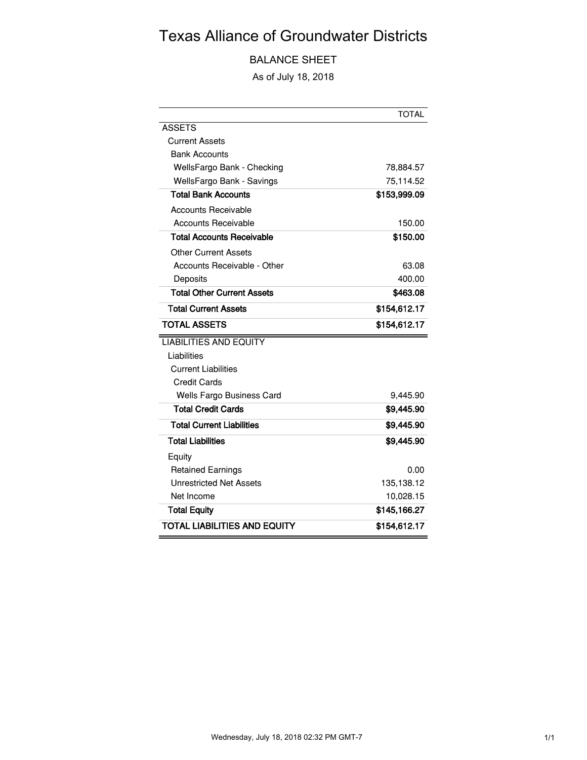# Texas Alliance of Groundwater Districts

## BALANCE SHEET

As of July 18, 2018

| | TOTAL |
|---|---|
| ASSETS | |
| Current Assets | |
| Bank Accounts | |
| WellsFargo Bank - Checking | 78,884.57 |
| WellsFargo Bank - Savings | 75,114.52 |
| **Total Bank Accounts** | **$153,999.09** |
| Accounts Receivable | |
| Accounts Receivable | 150.00 |
| **Total Accounts Receivable** | **$150.00** |
| Other Current Assets | |
| Accounts Receivable - Other | 63.08 |
| Deposits | 400.00 |
| **Total Other Current Assets** | **$463.08** |
| **Total Current Assets** | **$154,612.17** |
| **TOTAL ASSETS** | **$154,612.17** |
| LIABILITIES AND EQUITY | |
| Liabilities | |
| Current Liabilities | |
| Credit Cards | |
| Wells Fargo Business Card | 9,445.90 |
| **Total Credit Cards** | **$9,445.90** |
| **Total Current Liabilities** | **$9,445.90** |
| **Total Liabilities** | **$9,445.90** |
| Equity | |
| Retained Earnings | 0.00 |
| Unrestricted Net Assets | 135,138.12 |
| Net Income | 10,028.15 |
| **Total Equity** | **$145,166.27** |
| **TOTAL LIABILITIES AND EQUITY** | **$154,612.17** |

Wednesday, July 18, 2018 02:32 PM GMT-7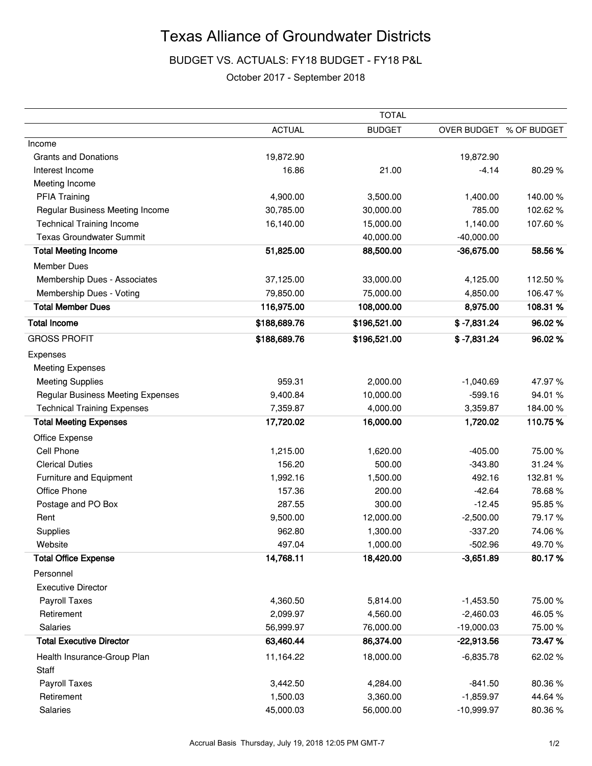# Texas Alliance of Groundwater Districts

BUDGET VS. ACTUALS: FY18 BUDGET - FY18 P&L

October 2017 - September 2018

| | TOTAL | | | |
|---|---|---|---|---|
| | ACTUAL | BUDGET | OVER BUDGET | % OF BUDGET |
| Income | | | | |
| Grants and Donations | 19,872.90 | | 19,872.90 | |
| Interest Income | 16.86 | 21.00 | -4.14 | 80.29 % |
| Meeting Income | | | | |
| PFIA Training | 4,900.00 | 3,500.00 | 1,400.00 | 140.00 % |
| Regular Business Meeting Income | 30,785.00 | 30,000.00 | 785.00 | 102.62 % |
| Technical Training Income | 16,140.00 | 15,000.00 | 1,140.00 | 107.60 % |
| Texas Groundwater Summit | | 40,000.00 | -40,000.00 | |
| **Total Meeting Income** | **51,825.00** | **88,500.00** | **-36,675.00** | **58.56 %** |
| Member Dues | | | | |
| Membership Dues - Associates | 37,125.00 | 33,000.00 | 4,125.00 | 112.50 % |
| Membership Dues - Voting | 79,850.00 | 75,000.00 | 4,850.00 | 106.47 % |
| **Total Member Dues** | **116,975.00** | **108,000.00** | **8,975.00** | **108.31 %** |
| **Total Income** | **$188,689.76** | **$196,521.00** | **$ -7,831.24** | **96.02 %** |
| GROSS PROFIT | **$188,689.76** | **$196,521.00** | **$ -7,831.24** | **96.02 %** |
| Expenses | | | | |
| Meeting Expenses | | | | |
| Meeting Supplies | 959.31 | 2,000.00 | -1,040.69 | 47.97 % |
| Regular Business Meeting Expenses | 9,400.84 | 10,000.00 | -599.16 | 94.01 % |
| Technical Training Expenses | 7,359.87 | 4,000.00 | 3,359.87 | 184.00 % |
| **Total Meeting Expenses** | **17,720.02** | **16,000.00** | **1,720.02** | **110.75 %** |
| Office Expense | | | | |
| Cell Phone | 1,215.00 | 1,620.00 | -405.00 | 75.00 % |
| Clerical Duties | 156.20 | 500.00 | -343.80 | 31.24 % |
| Furniture and Equipment | 1,992.16 | 1,500.00 | 492.16 | 132.81 % |
| Office Phone | 157.36 | 200.00 | -42.64 | 78.68 % |
| Postage and PO Box | 287.55 | 300.00 | -12.45 | 95.85 % |
| Rent | 9,500.00 | 12,000.00 | -2,500.00 | 79.17 % |
| Supplies | 962.80 | 1,300.00 | -337.20 | 74.06 % |
| Website | 497.04 | 1,000.00 | -502.96 | 49.70 % |
| **Total Office Expense** | **14,768.11** | **18,420.00** | **-3,651.89** | **80.17 %** |
| Personnel | | | | |
| Executive Director | | | | |
| Payroll Taxes | 4,360.50 | 5,814.00 | -1,453.50 | 75.00 % |
| Retirement | 2,099.97 | 4,560.00 | -2,460.03 | 46.05 % |
| Salaries | 56,999.97 | 76,000.00 | -19,000.03 | 75.00 % |
| **Total Executive Director** | **63,460.44** | **86,374.00** | **-22,913.56** | **73.47 %** |
| Health Insurance-Group Plan | 11,164.22 | 18,000.00 | -6,835.78 | 62.02 % |
| Staff | | | | |
| Payroll Taxes | 3,442.50 | 4,284.00 | -841.50 | 80.36 % |
| Retirement | 1,500.03 | 3,360.00 | -1,859.97 | 44.64 % |
| Salaries | 45,000.03 | 56,000.00 | -10,999.97 | 80.36 % |

Accrual Basis Thursday, July 19, 2018 12:05 PM GMT-7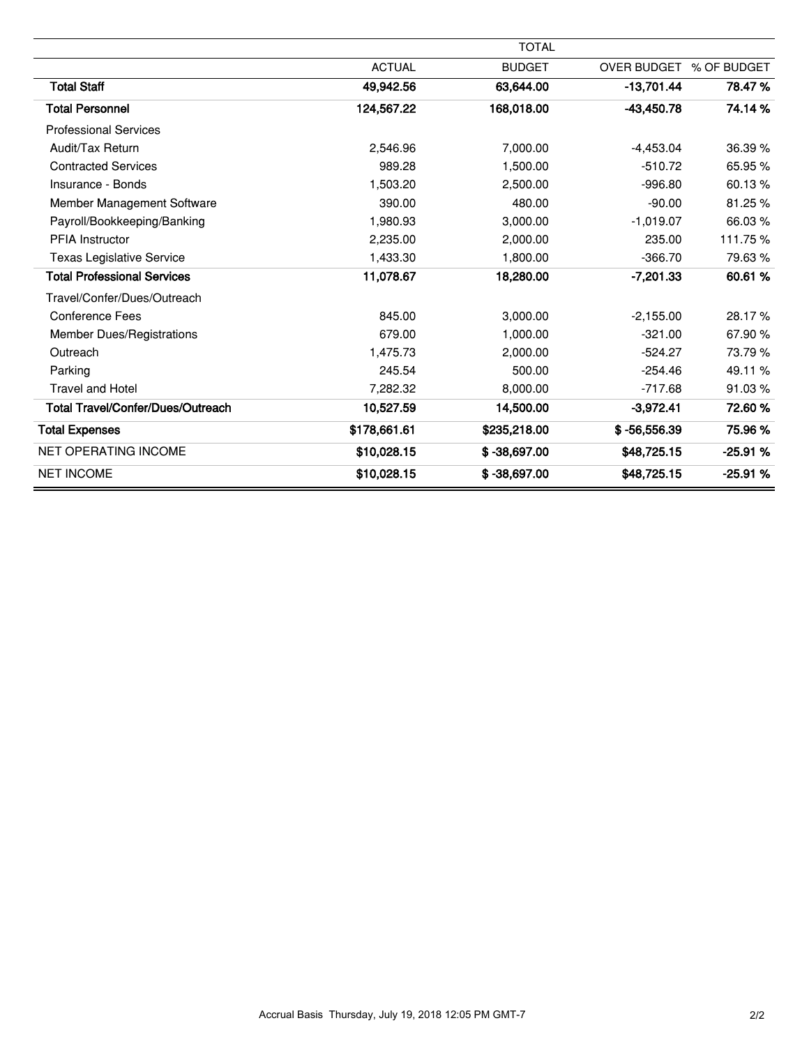| | TOTAL | | | |
|---|---|---|---|---|
| | ACTUAL | BUDGET | OVER BUDGET | % OF BUDGET |
| **Total Staff** | **49,942.56** | **63,644.00** | **-13,701.44** | **78.47 %** |
| **Total Personnel** | **124,567.22** | **168,018.00** | **-43,450.78** | **74.14 %** |
| Professional Services | | | | |
| Audit/Tax Return | 2,546.96 | 7,000.00 | -4,453.04 | 36.39 % |
| Contracted Services | 989.28 | 1,500.00 | -510.72 | 65.95 % |
| Insurance - Bonds | 1,503.20 | 2,500.00 | -996.80 | 60.13 % |
| Member Management Software | 390.00 | 480.00 | -90.00 | 81.25 % |
| Payroll/Bookkeeping/Banking | 1,980.93 | 3,000.00 | -1,019.07 | 66.03 % |
| PFIA Instructor | 2,235.00 | 2,000.00 | 235.00 | 111.75 % |
| Texas Legislative Service | 1,433.30 | 1,800.00 | -366.70 | 79.63 % |
| **Total Professional Services** | **11,078.67** | **18,280.00** | **-7,201.33** | **60.61 %** |
| Travel/Confer/Dues/Outreach | | | | |
| Conference Fees | 845.00 | 3,000.00 | -2,155.00 | 28.17 % |
| Member Dues/Registrations | 679.00 | 1,000.00 | -321.00 | 67.90 % |
| Outreach | 1,475.73 | 2,000.00 | -524.27 | 73.79 % |
| Parking | 245.54 | 500.00 | -254.46 | 49.11 % |
| Travel and Hotel | 7,282.32 | 8,000.00 | -717.68 | 91.03 % |
| **Total Travel/Confer/Dues/Outreach** | **10,527.59** | **14,500.00** | **-3,972.41** | **72.60 %** |
| **Total Expenses** | **$178,661.61** | **$235,218.00** | **$ -56,556.39** | **75.96 %** |
| NET OPERATING INCOME | **$10,028.15** | **$ -38,697.00** | **$48,725.15** | **-25.91 %** |
| NET INCOME | **$10,028.15** | **$ -38,697.00** | **$48,725.15** | **-25.91 %** |

Accrual Basis Thursday, July 19, 2018 12:05 PM GMT-7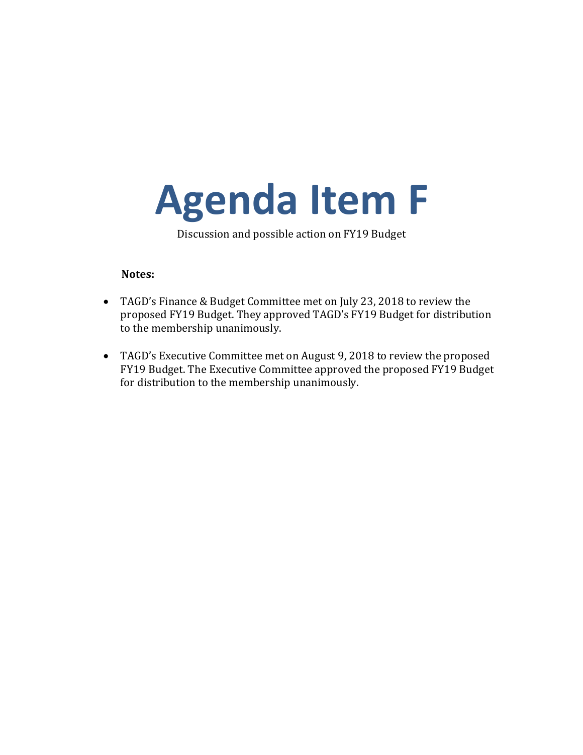# Agenda Item F

Discussion and possible action on FY19 Budget

**Notes:**

- TAGD's Finance & Budget Committee met on July 23, 2018 to review the proposed FY19 Budget. They approved TAGD's FY19 Budget for distribution to the membership unanimously.
- TAGD's Executive Committee met on August 9, 2018 to review the proposed FY19 Budget. The Executive Committee approved the proposed FY19 Budget for distribution to the membership unanimously.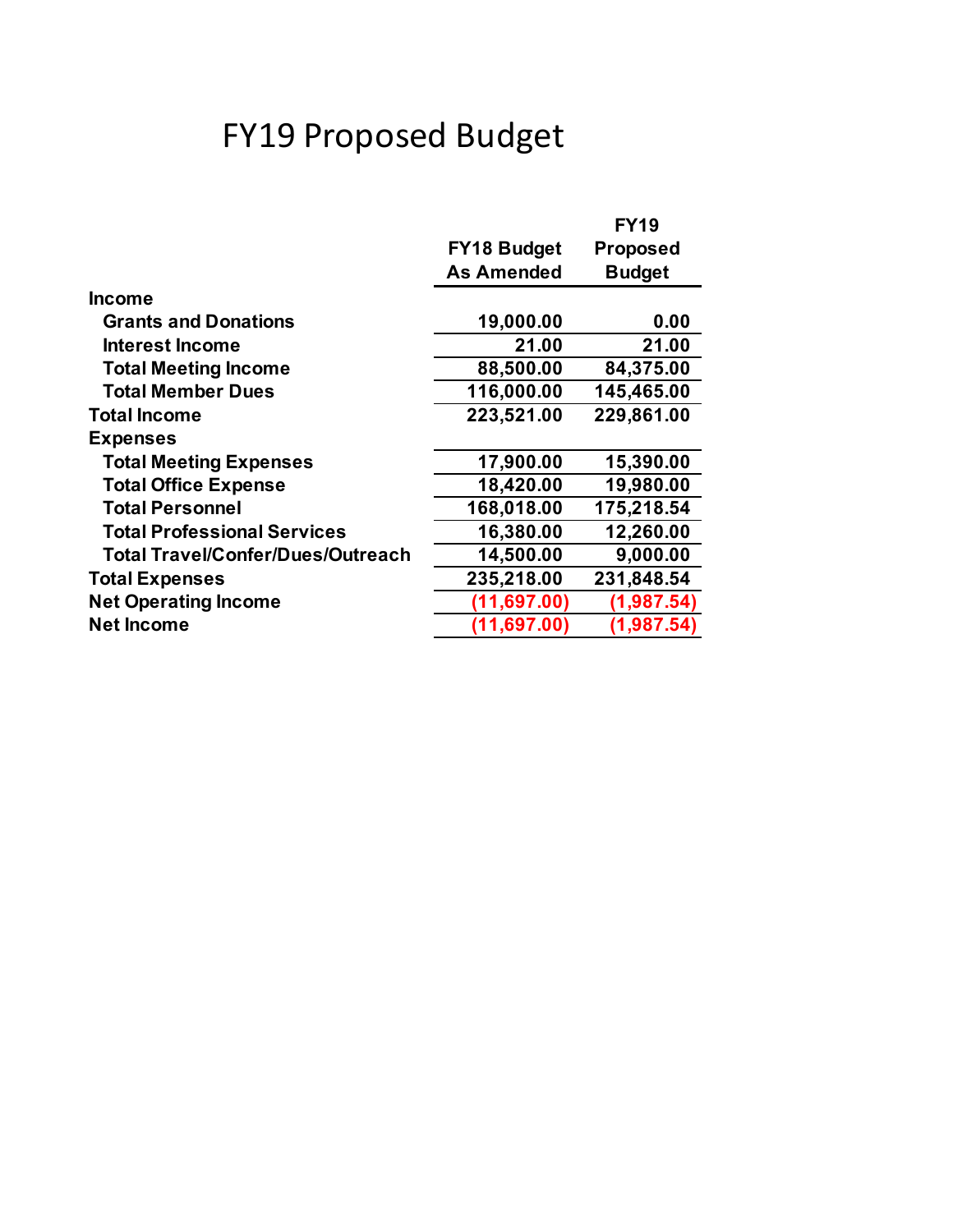# FY19 Proposed Budget

| | FY18 Budget As Amended | FY19 Proposed Budget |
|---|---|---|
| **Income** | | |
| **Grants and Donations** | **19,000.00** | **0.00** |
| **Interest Income** | **21.00** | **21.00** |
| **Total Meeting Income** | **88,500.00** | **84,375.00** |
| **Total Member Dues** | **116,000.00** | **145,465.00** |
| **Total Income** | **223,521.00** | **229,861.00** |
| **Expenses** | | |
| **Total Meeting Expenses** | **17,900.00** | **15,390.00** |
| **Total Office Expense** | **18,420.00** | **19,980.00** |
| **Total Personnel** | **168,018.00** | **175,218.54** |
| **Total Professional Services** | **16,380.00** | **12,260.00** |
| **Total Travel/Confer/Dues/Outreach** | **14,500.00** | **9,000.00** |
| **Total Expenses** | **235,218.00** | **231,848.54** |
| **Net Operating Income** | **(11,697.00)** | **(1,987.54)** |
| **Net Income** | **(11,697.00)** | **(1,987.54)** |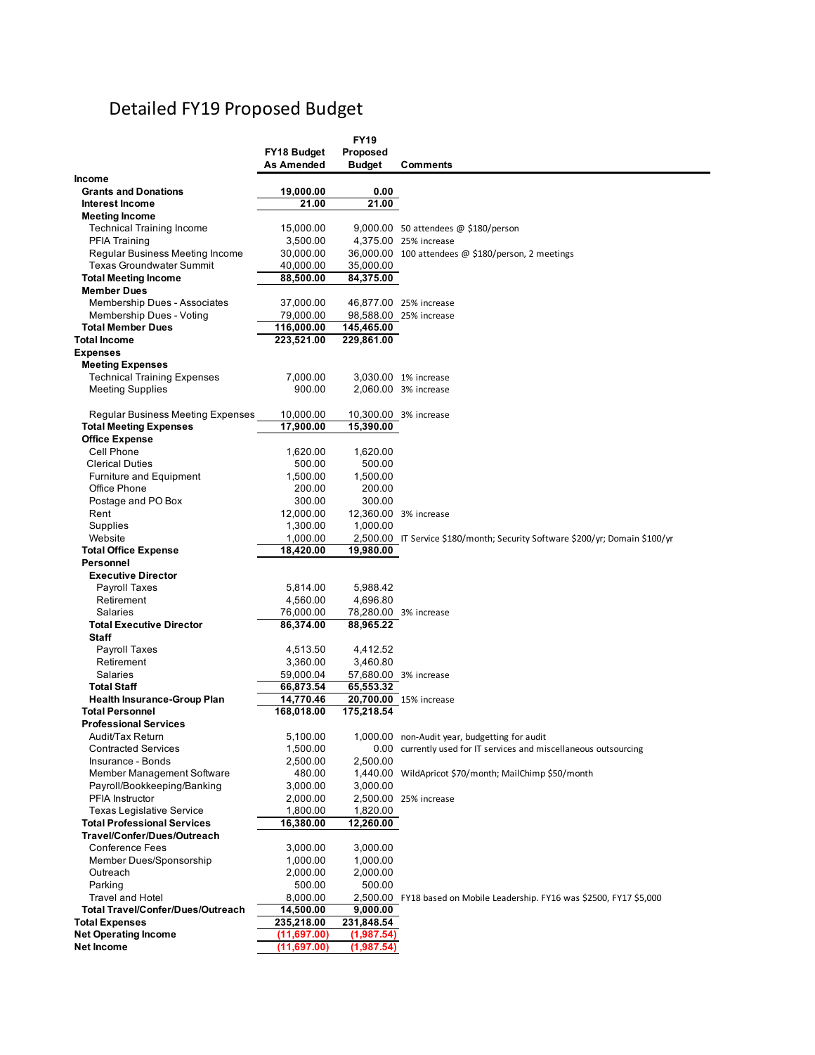# Detailed FY19 Proposed Budget

| | FY18 Budget As Amended | FY19 Proposed Budget | Comments |
|---|---|---|---|
| **Income** | | | |
| **Grants and Donations** | 19,000.00 | 0.00 | |
| **Interest Income** | 21.00 | 21.00 | |
| **Meeting Income** | | | |
| Technical Training Income | 15,000.00 | 9,000.00 | 50 attendees @ $180/person |
| PFIA Training | 3,500.00 | 4,375.00 | 25% increase |
| Regular Business Meeting Income | 30,000.00 | 36,000.00 | 100 attendees @ $180/person, 2 meetings |
| Texas Groundwater Summit | 40,000.00 | 35,000.00 | |
| **Total Meeting Income** | 88,500.00 | 84,375.00 | |
| **Member Dues** | | | |
| Membership Dues - Associates | 37,000.00 | 46,877.00 | 25% increase |
| Membership Dues - Voting | 79,000.00 | 98,588.00 | 25% increase |
| **Total Member Dues** | 116,000.00 | 145,465.00 | |
| **Total Income** | 223,521.00 | 229,861.00 | |
| **Expenses** | | | |
| **Meeting Expenses** | | | |
| Technical Training Expenses | 7,000.00 | 3,030.00 | 1% increase |
| Meeting Supplies | 900.00 | 2,060.00 | 3% increase |
| Regular Business Meeting Expenses | 10,000.00 | 10,300.00 | 3% increase |
| **Total Meeting Expenses** | 17,900.00 | 15,390.00 | |
| **Office Expense** | | | |
| Cell Phone | 1,620.00 | 1,620.00 | |
| Clerical Duties | 500.00 | 500.00 | |
| Furniture and Equipment | 1,500.00 | 1,500.00 | |
| Office Phone | 200.00 | 200.00 | |
| Postage and PO Box | 300.00 | 300.00 | |
| Rent | 12,000.00 | 12,360.00 | 3% increase |
| Supplies | 1,300.00 | 1,000.00 | |
| Website | 1,000.00 | 2,500.00 | IT Service $180/month; Security Software $200/yr; Domain $100/yr |
| **Total Office Expense** | 18,420.00 | 19,980.00 | |
| **Personnel** | | | |
| **Executive Director** | | | |
| Payroll Taxes | 5,814.00 | 5,988.42 | |
| Retirement | 4,560.00 | 4,696.80 | |
| Salaries | 76,000.00 | 78,280.00 | 3% increase |
| **Total Executive Director** | 86,374.00 | 88,965.22 | |
| **Staff** | | | |
| Payroll Taxes | 4,513.50 | 4,412.52 | |
| Retirement | 3,360.00 | 3,460.80 | |
| Salaries | 59,000.04 | 57,680.00 | 3% increase |
| **Total Staff** | 66,873.54 | 65,553.32 | |
| **Health Insurance-Group Plan** | 14,770.46 | 20,700.00 | 15% increase |
| **Total Personnel** | 168,018.00 | 175,218.54 | |
| **Professional Services** | | | |
| Audit/Tax Return | 5,100.00 | 1,000.00 | non-Audit year, budgetting for audit |
| Contracted Services | 1,500.00 | 0.00 | currently used for IT services and miscellaneous outsourcing |
| Insurance - Bonds | 2,500.00 | 2,500.00 | |
| Member Management Software | 480.00 | 1,440.00 | WildApricot $70/month; MailChimp $50/month |
| Payroll/Bookkeeping/Banking | 3,000.00 | 3,000.00 | |
| PFIA Instructor | 2,000.00 | 2,500.00 | 25% increase |
| Texas Legislative Service | 1,800.00 | 1,820.00 | |
| **Total Professional Services** | 16,380.00 | 12,260.00 | |
| **Travel/Confer/Dues/Outreach** | | | |
| Conference Fees | 3,000.00 | 3,000.00 | |
| Member Dues/Sponsorship | 1,000.00 | 1,000.00 | |
| Outreach | 2,000.00 | 2,000.00 | |
| Parking | 500.00 | 500.00 | |
| Travel and Hotel | 8,000.00 | 2,500.00 | FY18 based on Mobile Leadership. FY16 was $2500, FY17 $5,000 |
| **Total Travel/Confer/Dues/Outreach** | 14,500.00 | 9,000.00 | |
| **Total Expenses** | 235,218.00 | 231,848.54 | |
| **Net Operating Income** | (11,697.00) | (1,987.54) | |
| **Net Income** | (11,697.00) | (1,987.54) | |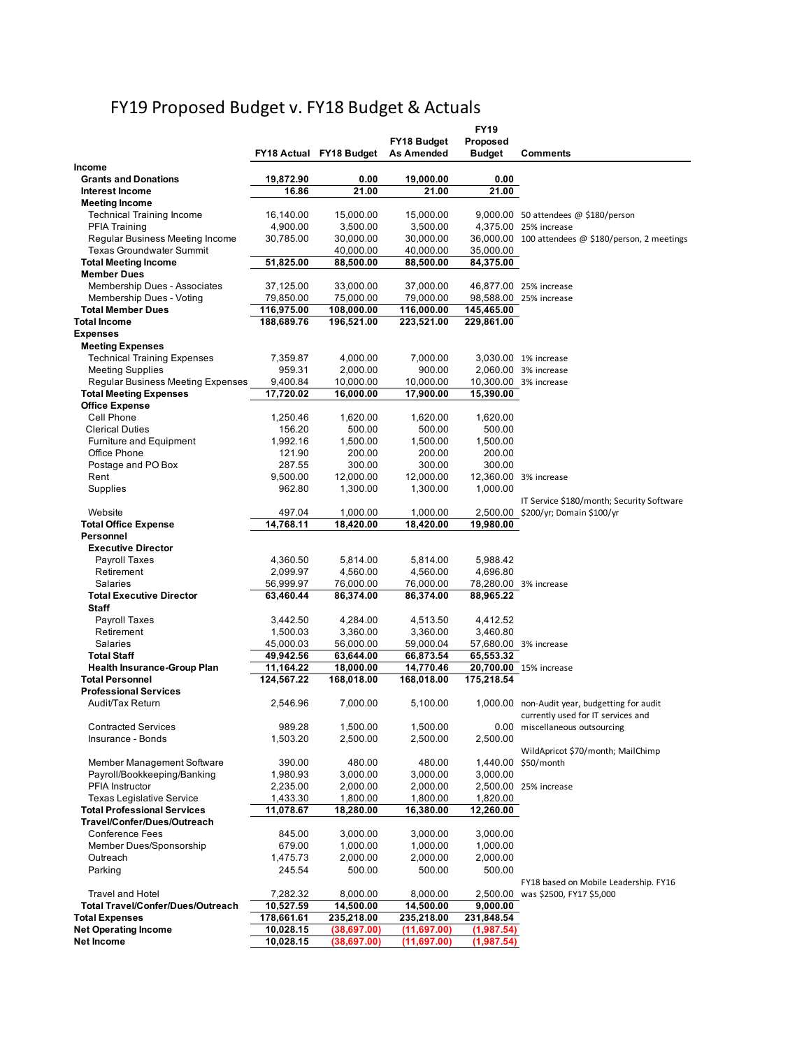# FY19 Proposed Budget v. FY18 Budget & Actuals

| | FY18 Actual | FY18 Budget | FY18 Budget As Amended | FY19 Proposed Budget | Comments |
|---|---|---|---|---|---|
| **Income** | | | | | |
| **Grants and Donations** | **19,872.90** | **0.00** | **19,000.00** | **0.00** | |
| **Interest Income** | **16.86** | **21.00** | **21.00** | **21.00** | |
| **Meeting Income** | | | | | |
| Technical Training Income | 16,140.00 | 15,000.00 | 15,000.00 | 9,000.00 | 50 attendees @ $180/person |
| PFIA Training | 4,900.00 | 3,500.00 | 3,500.00 | 4,375.00 | 25% increase |
| Regular Business Meeting Income | 30,785.00 | 30,000.00 | 30,000.00 | 36,000.00 | 100 attendees @ $180/person, 2 meetings |
| Texas Groundwater Summit | | 40,000.00 | 40,000.00 | 35,000.00 | |
| **Total Meeting Income** | **51,825.00** | **88,500.00** | **88,500.00** | **84,375.00** | |
| **Member Dues** | | | | | |
| Membership Dues - Associates | 37,125.00 | 33,000.00 | 37,000.00 | 46,877.00 | 25% increase |
| Membership Dues - Voting | 79,850.00 | 75,000.00 | 79,000.00 | 98,588.00 | 25% increase |
| **Total Member Dues** | **116,975.00** | **108,000.00** | **116,000.00** | **145,465.00** | |
| **Total Income** | **188,689.76** | **196,521.00** | **223,521.00** | **229,861.00** | |
| **Expenses** | | | | | |
| **Meeting Expenses** | | | | | |
| Technical Training Expenses | 7,359.87 | 4,000.00 | 7,000.00 | 3,030.00 | 1% increase |
| Meeting Supplies | 959.31 | 2,000.00 | 900.00 | 2,060.00 | 3% increase |
| Regular Business Meeting Expenses | 9,400.84 | 10,000.00 | 10,000.00 | 10,300.00 | 3% increase |
| **Total Meeting Expenses** | **17,720.02** | **16,000.00** | **17,900.00** | **15,390.00** | |
| **Office Expense** | | | | | |
| Cell Phone | 1,250.46 | 1,620.00 | 1,620.00 | 1,620.00 | |
| Clerical Duties | 156.20 | 500.00 | 500.00 | 500.00 | |
| Furniture and Equipment | 1,992.16 | 1,500.00 | 1,500.00 | 1,500.00 | |
| Office Phone | 121.90 | 200.00 | 200.00 | 200.00 | |
| Postage and PO Box | 287.55 | 300.00 | 300.00 | 300.00 | |
| Rent | 9,500.00 | 12,000.00 | 12,000.00 | 12,360.00 | 3% increase |
| Supplies | 962.80 | 1,300.00 | 1,300.00 | 1,000.00 | |
| Website | 497.04 | 1,000.00 | 1,000.00 | 2,500.00 | IT Service $180/month; Security Software $200/yr; Domain $100/yr |
| **Total Office Expense** | **14,768.11** | **18,420.00** | **18,420.00** | **19,980.00** | |
| **Personnel** | | | | | |
| **Executive Director** | | | | | |
| Payroll Taxes | 4,360.50 | 5,814.00 | 5,814.00 | 5,988.42 | |
| Retirement | 2,099.97 | 4,560.00 | 4,560.00 | 4,696.80 | |
| Salaries | 56,999.97 | 76,000.00 | 76,000.00 | 78,280.00 | 3% increase |
| **Total Executive Director** | **63,460.44** | **86,374.00** | **86,374.00** | **88,965.22** | |
| **Staff** | | | | | |
| Payroll Taxes | 3,442.50 | 4,284.00 | 4,513.50 | 4,412.52 | |
| Retirement | 1,500.03 | 3,360.00 | 3,360.00 | 3,460.80 | |
| Salaries | 45,000.03 | 56,000.00 | 59,000.04 | 57,680.00 | 3% increase |
| **Total Staff** | **49,942.56** | **63,644.00** | **66,873.54** | **65,553.32** | |
| **Health Insurance-Group Plan** | **11,164.22** | **18,000.00** | **14,770.46** | **20,700.00** | 15% increase |
| **Total Personnel** | **124,567.22** | **168,018.00** | **168,018.00** | **175,218.54** | |
| **Professional Services** | | | | | |
| Audit/Tax Return | 2,546.96 | 7,000.00 | 5,100.00 | 1,000.00 | non-Audit year, budgetting for audit |
| Contracted Services | 989.28 | 1,500.00 | 1,500.00 | 0.00 | currently used for IT services and miscellaneous outsourcing |
| Insurance - Bonds | 1,503.20 | 2,500.00 | 2,500.00 | 2,500.00 | |
| Member Management Software | 390.00 | 480.00 | 480.00 | 1,440.00 | WildApricot $70/month; MailChimp $50/month |
| Payroll/Bookkeeping/Banking | 1,980.93 | 3,000.00 | 3,000.00 | 3,000.00 | |
| PFIA Instructor | 2,235.00 | 2,000.00 | 2,000.00 | 2,500.00 | 25% increase |
| Texas Legislative Service | 1,433.30 | 1,800.00 | 1,800.00 | 1,820.00 | |
| **Total Professional Services** | **11,078.67** | **18,280.00** | **16,380.00** | **12,260.00** | |
| **Travel/Confer/Dues/Outreach** | | | | | |
| Conference Fees | 845.00 | 3,000.00 | 3,000.00 | 3,000.00 | |
| Member Dues/Sponsorship | 679.00 | 1,000.00 | 1,000.00 | 1,000.00 | |
| Outreach | 1,475.73 | 2,000.00 | 2,000.00 | 2,000.00 | |
| Parking | 245.54 | 500.00 | 500.00 | 500.00 | |
| Travel and Hotel | 7,282.32 | 8,000.00 | 8,000.00 | 2,500.00 | FY18 based on Mobile Leadership. FY16 was $2500, FY17 $5,000 |
| **Total Travel/Confer/Dues/Outreach** | **10,527.59** | **14,500.00** | **14,500.00** | **9,000.00** | |
| **Total Expenses** | **178,661.61** | **235,218.00** | **235,218.00** | **231,848.54** | |
| **Net Operating Income** | **10,028.15** | **(38,697.00)** | **(11,697.00)** | **(1,987.54)** | |
| **Net Income** | **10,028.15** | **(38,697.00)** | **(11,697.00)** | **(1,987.54)** | |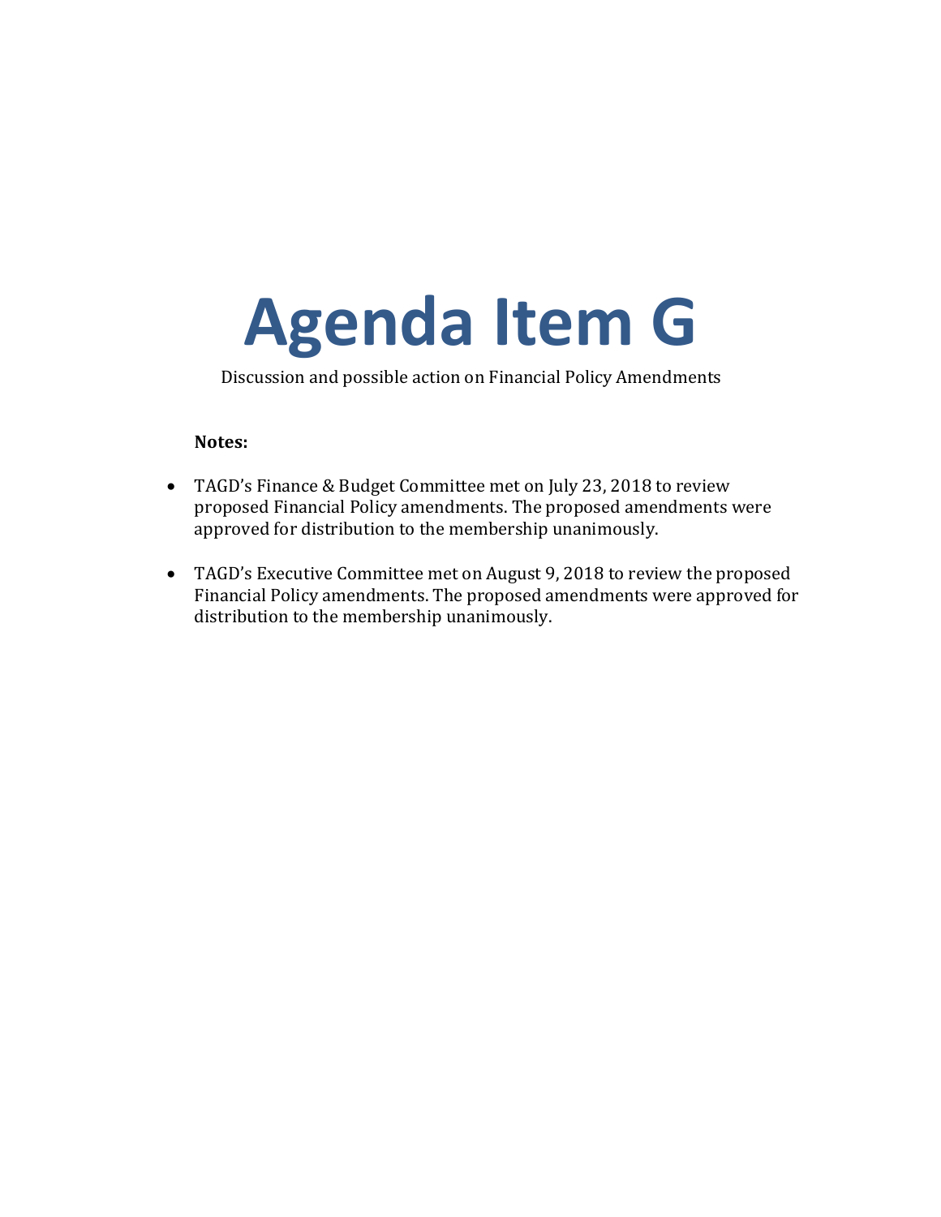# Agenda Item G

Discussion and possible action on Financial Policy Amendments

**Notes:**

- TAGD's Finance & Budget Committee met on July 23, 2018 to review proposed Financial Policy amendments. The proposed amendments were approved for distribution to the membership unanimously.
- TAGD's Executive Committee met on August 9, 2018 to review the proposed Financial Policy amendments. The proposed amendments were approved for distribution to the membership unanimously.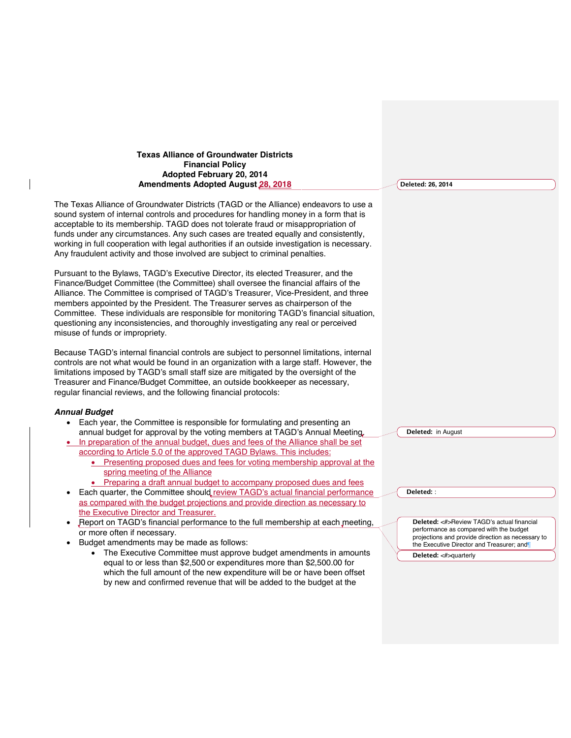**Texas Alliance of Groundwater Districts**
**Financial Policy**
**Adopted February 20, 2014**
**Amendments Adopted August 28, 2018**

Deleted: 26, 2014

The Texas Alliance of Groundwater Districts (TAGD or the Alliance) endeavors to use a sound system of internal controls and procedures for handling money in a form that is acceptable to its membership. TAGD does not tolerate fraud or misappropriation of funds under any circumstances. Any such cases are treated equally and consistently, working in full cooperation with legal authorities if an outside investigation is necessary. Any fraudulent activity and those involved are subject to criminal penalties.

Pursuant to the Bylaws, TAGD's Executive Director, its elected Treasurer, and the Finance/Budget Committee (the Committee) shall oversee the financial affairs of the Alliance. The Committee is comprised of TAGD's Treasurer, Vice-President, and three members appointed by the President. The Treasurer serves as chairperson of the Committee. These individuals are responsible for monitoring TAGD's financial situation, questioning any inconsistencies, and thoroughly investigating any real or perceived misuse of funds or impropriety.

Because TAGD's internal financial controls are subject to personnel limitations, internal controls are not what would be found in an organization with a large staff. However, the limitations imposed by TAGD's small staff size are mitigated by the oversight of the Treasurer and Finance/Budget Committee, an outside bookkeeper as necessary, regular financial reviews, and the following financial protocols:

***Annual Budget***

- Each year, the Committee is responsible for formulating and presenting an annual budget for approval by the voting members at TAGD's Annual Meeting.
- In preparation of the annual budget, dues and fees of the Alliance shall be set according to Article 5.0 of the approved TAGD Bylaws. This includes:
  - Presenting proposed dues and fees for voting membership approval at the spring meeting of the Alliance
  - Preparing a draft annual budget to accompany proposed dues and fees
- Each quarter, the Committee should review TAGD's actual financial performance as compared with the budget projections and provide direction as necessary to the Executive Director and Treasurer.
- Report on TAGD's financial performance to the full membership at each meeting, or more often if necessary.
- Budget amendments may be made as follows:
  - The Executive Committee must approve budget amendments in amounts equal to or less than $2,500 or expenditures more than $2,500.00 for which the full amount of the new expenditure will be or have been offset by new and confirmed revenue that will be added to the budget at the

Deleted: in August

Deleted: :

Deleted: <#>Review TAGD's actual financial performance as compared with the budget projections and provide direction as necessary to the Executive Director and Treasurer; and¶

Deleted: <#>quarterly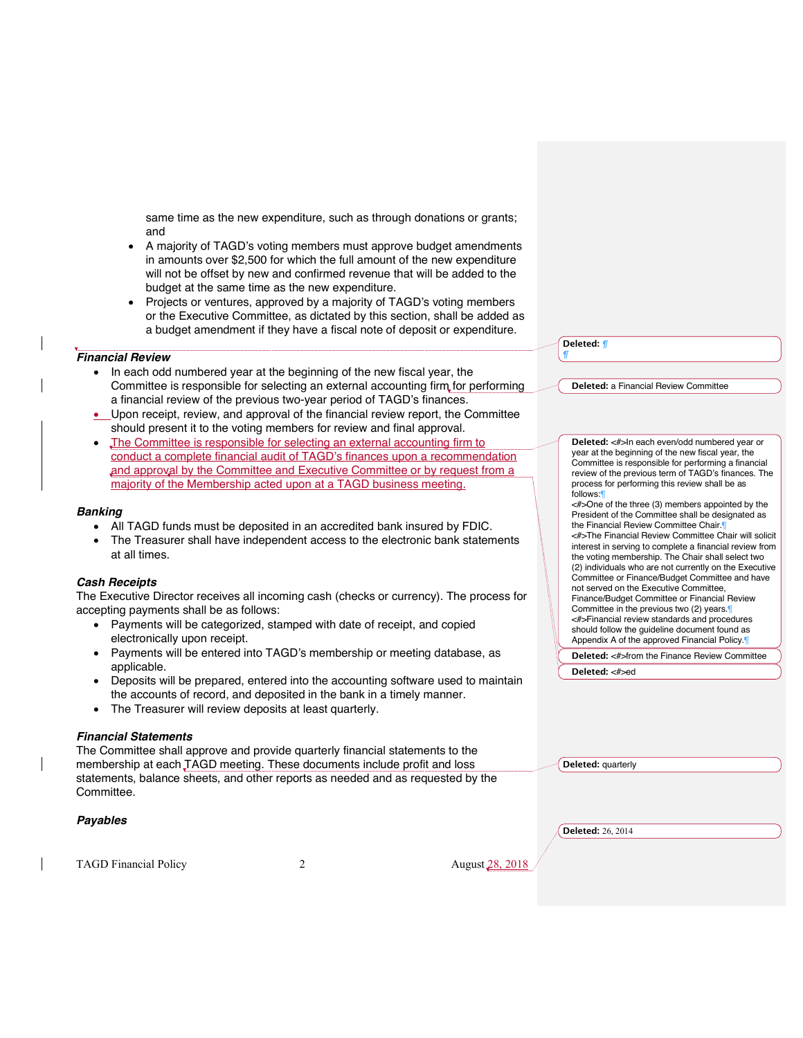same time as the new expenditure, such as through donations or grants; and

- A majority of TAGD's voting members must approve budget amendments in amounts over $2,500 for which the full amount of the new expenditure will not be offset by new and confirmed revenue that will be added to the budget at the same time as the new expenditure.
- Projects or ventures, approved by a majority of TAGD's voting members or the Executive Committee, as dictated by this section, shall be added as a budget amendment if they have a fiscal note of deposit or expenditure.

***Financial Review***

- In each odd numbered year at the beginning of the new fiscal year, the Committee is responsible for selecting an external accounting firm for performing a financial review of the previous two-year period of TAGD's finances.
- Upon receipt, review, and approval of the financial review report, the Committee should present it to the voting members for review and final approval.
- The Committee is responsible for selecting an external accounting firm to conduct a complete financial audit of TAGD's finances upon a recommendation and approval by the Committee and Executive Committee or by request from a majority of the Membership acted upon at a TAGD business meeting.

***Banking***

- All TAGD funds must be deposited in an accredited bank insured by FDIC.
- The Treasurer shall have independent access to the electronic bank statements at all times.

***Cash Receipts***

The Executive Director receives all incoming cash (checks or currency). The process for accepting payments shall be as follows:

- Payments will be categorized, stamped with date of receipt, and copied electronically upon receipt.
- Payments will be entered into TAGD's membership or meeting database, as applicable.
- Deposits will be prepared, entered into the accounting software used to maintain the accounts of record, and deposited in the bank in a timely manner.
- The Treasurer will review deposits at least quarterly.

***Financial Statements***

The Committee shall approve and provide quarterly financial statements to the membership at each TAGD meeting. These documents include profit and loss statements, balance sheets, and other reports as needed and as requested by the Committee.

***Payables***

Deleted: ¶ ¶

Deleted: a Financial Review Committee

Deleted: <#>In each even/odd numbered year or year at the beginning of the new fiscal year, the Committee is responsible for performing a financial review of the previous term of TAGD's finances. The process for performing this review shall be as follows:¶ <#>One of the three (3) members appointed by the President of the Committee shall be designated as the Financial Review Committee Chair.¶ <#>The Financial Review Committee Chair will solicit interest in serving to complete a financial review from the voting membership. The Chair shall select two (2) individuals who are not currently on the Executive Committee or Finance/Budget Committee and have not served on the Executive Committee, Finance/Budget Committee or Financial Review Committee in the previous two (2) years.¶ <#>Financial review standards and procedures should follow the guideline document found as Appendix A of the approved Financial Policy.¶

Deleted: <#>from the Finance Review Committee

Deleted: <#>ed

Deleted: quarterly

Deleted: 26, 2014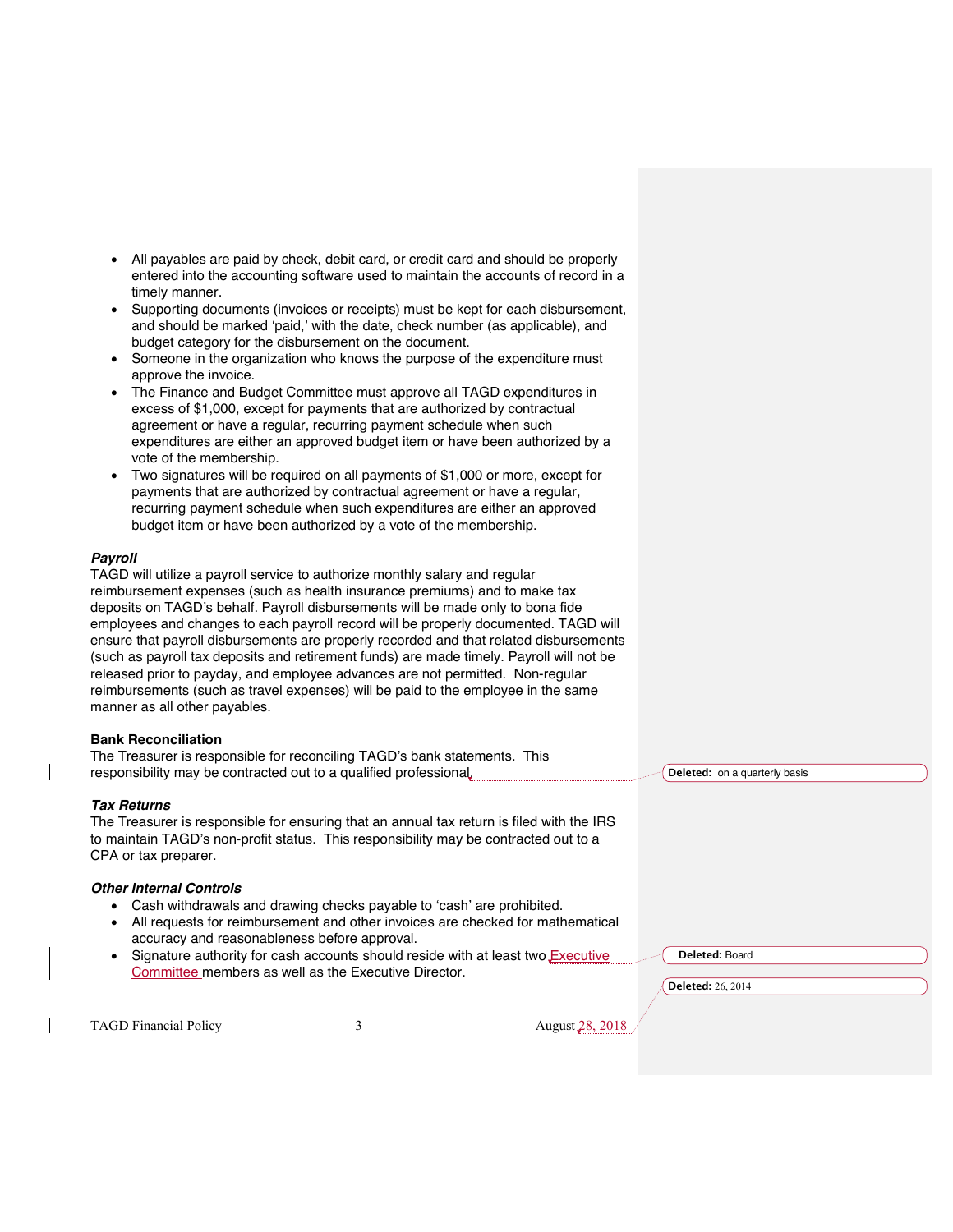- All payables are paid by check, debit card, or credit card and should be properly entered into the accounting software used to maintain the accounts of record in a timely manner.
- Supporting documents (invoices or receipts) must be kept for each disbursement, and should be marked 'paid,' with the date, check number (as applicable), and budget category for the disbursement on the document.
- Someone in the organization who knows the purpose of the expenditure must approve the invoice.
- The Finance and Budget Committee must approve all TAGD expenditures in excess of $1,000, except for payments that are authorized by contractual agreement or have a regular, recurring payment schedule when such expenditures are either an approved budget item or have been authorized by a vote of the membership.
- Two signatures will be required on all payments of $1,000 or more, except for payments that are authorized by contractual agreement or have a regular, recurring payment schedule when such expenditures are either an approved budget item or have been authorized by a vote of the membership.

### *Payroll*

TAGD will utilize a payroll service to authorize monthly salary and regular reimbursement expenses (such as health insurance premiums) and to make tax deposits on TAGD's behalf. Payroll disbursements will be made only to bona fide employees and changes to each payroll record will be properly documented. TAGD will ensure that payroll disbursements are properly recorded and that related disbursements (such as payroll tax deposits and retirement funds) are made timely. Payroll will not be released prior to payday, and employee advances are not permitted. Non-regular reimbursements (such as travel expenses) will be paid to the employee in the same manner as all other payables.

### Bank Reconciliation

The Treasurer is responsible for reconciling TAGD's bank statements. This responsibility may be contracted out to a qualified professional.

### *Tax Returns*

The Treasurer is responsible for ensuring that an annual tax return is filed with the IRS to maintain TAGD's non-profit status. This responsibility may be contracted out to a CPA or tax preparer.

### *Other Internal Controls*

- Cash withdrawals and drawing checks payable to 'cash' are prohibited.
- All requests for reimbursement and other invoices are checked for mathematical accuracy and reasonableness before approval.
- Signature authority for cash accounts should reside with at least two Executive Committee members as well as the Executive Director.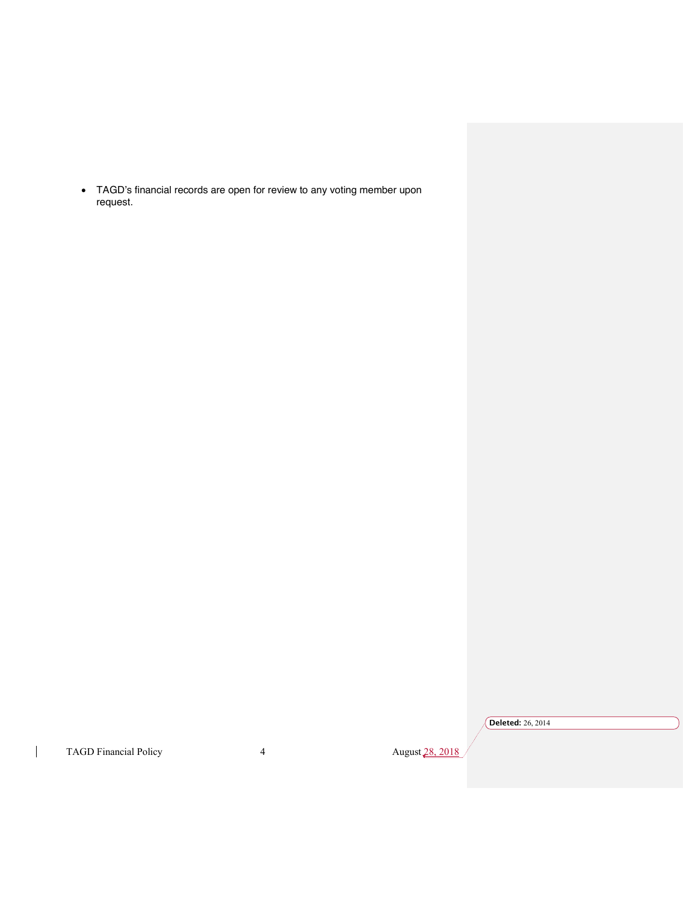- TAGD's financial records are open for review to any voting member upon request.